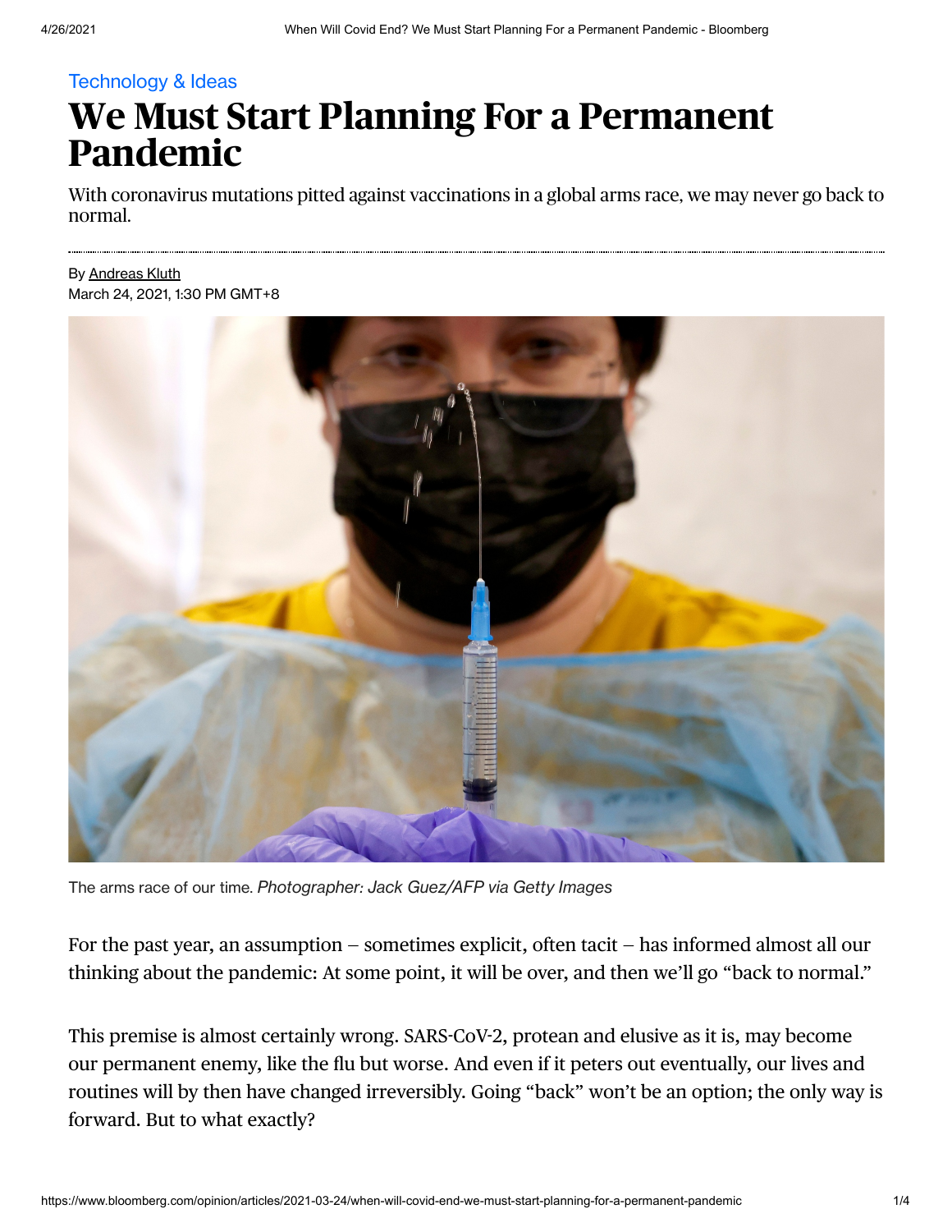Technology & Ideas

# We Must Start Planning For a Permanent Pandemic

With coronavirus mutations pitted against vaccinations in a global arms race, we may never go back to normal.

By Andreas Kluth
March 24, 2021, 1:30 PM GMT+8

The arms race of our time. *Photographer: Jack Guez/AFP via Getty Images*

For the past year, an assumption – sometimes explicit, often tacit – has informed almost all our thinking about the pandemic: At some point, it will be over, and then we'll go "back to normal."

This premise is almost certainly wrong. SARS-CoV-2, protean and elusive as it is, may become our permanent enemy, like the flu but worse. And even if it peters out eventually, our lives and routines will by then have changed irreversibly. Going "back" won't be an option; the only way is forward. But to what exactly?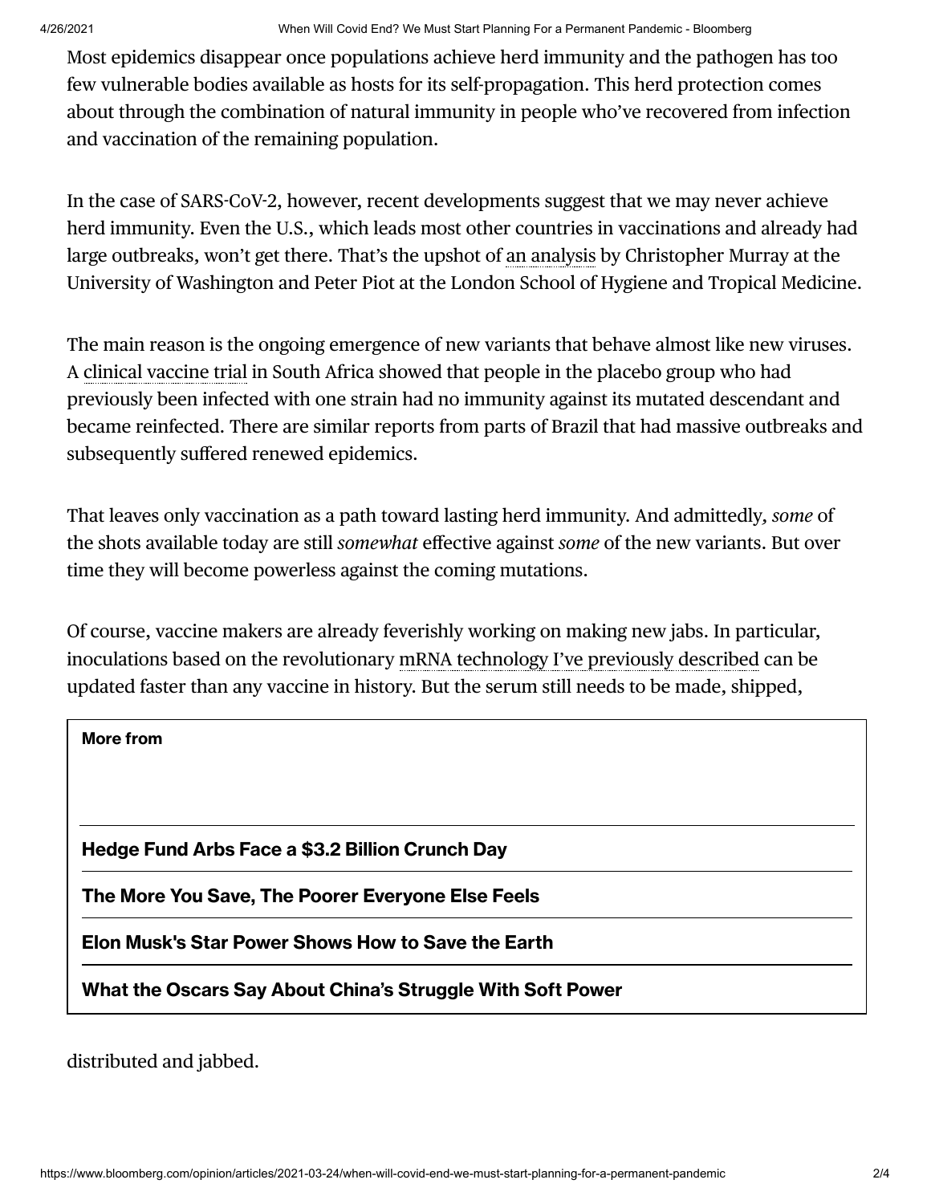Most epidemics disappear once populations achieve herd immunity and the pathogen has too few vulnerable bodies available as hosts for its self-propagation. This herd protection comes about through the combination of natural immunity in people who've recovered from infection and vaccination of the remaining population.

In the case of SARS-CoV-2, however, recent developments suggest that we may never achieve herd immunity. Even the U.S., which leads most other countries in vaccinations and already had large outbreaks, won't get there. That's the upshot of an analysis by Christopher Murray at the University of Washington and Peter Piot at the London School of Hygiene and Tropical Medicine.

The main reason is the ongoing emergence of new variants that behave almost like new viruses. A clinical vaccine trial in South Africa showed that people in the placebo group who had previously been infected with one strain had no immunity against its mutated descendant and became reinfected. There are similar reports from parts of Brazil that had massive outbreaks and subsequently suffered renewed epidemics.

That leaves only vaccination as a path toward lasting herd immunity. And admittedly, *some* of the shots available today are still *somewhat* effective against *some* of the new variants. But over time they will become powerless against the coming mutations.

Of course, vaccine makers are already feverishly working on making new jabs. In particular, inoculations based on the revolutionary mRNA technology I've previously described can be updated faster than any vaccine in history. But the serum still needs to be made, shipped, distributed and jabbed.

**More from**

**Hedge Fund Arbs Face a $3.2 Billion Crunch Day**

**The More You Save, The Poorer Everyone Else Feels**

**Elon Musk's Star Power Shows How to Save the Earth**

**What the Oscars Say About China's Struggle With Soft Power**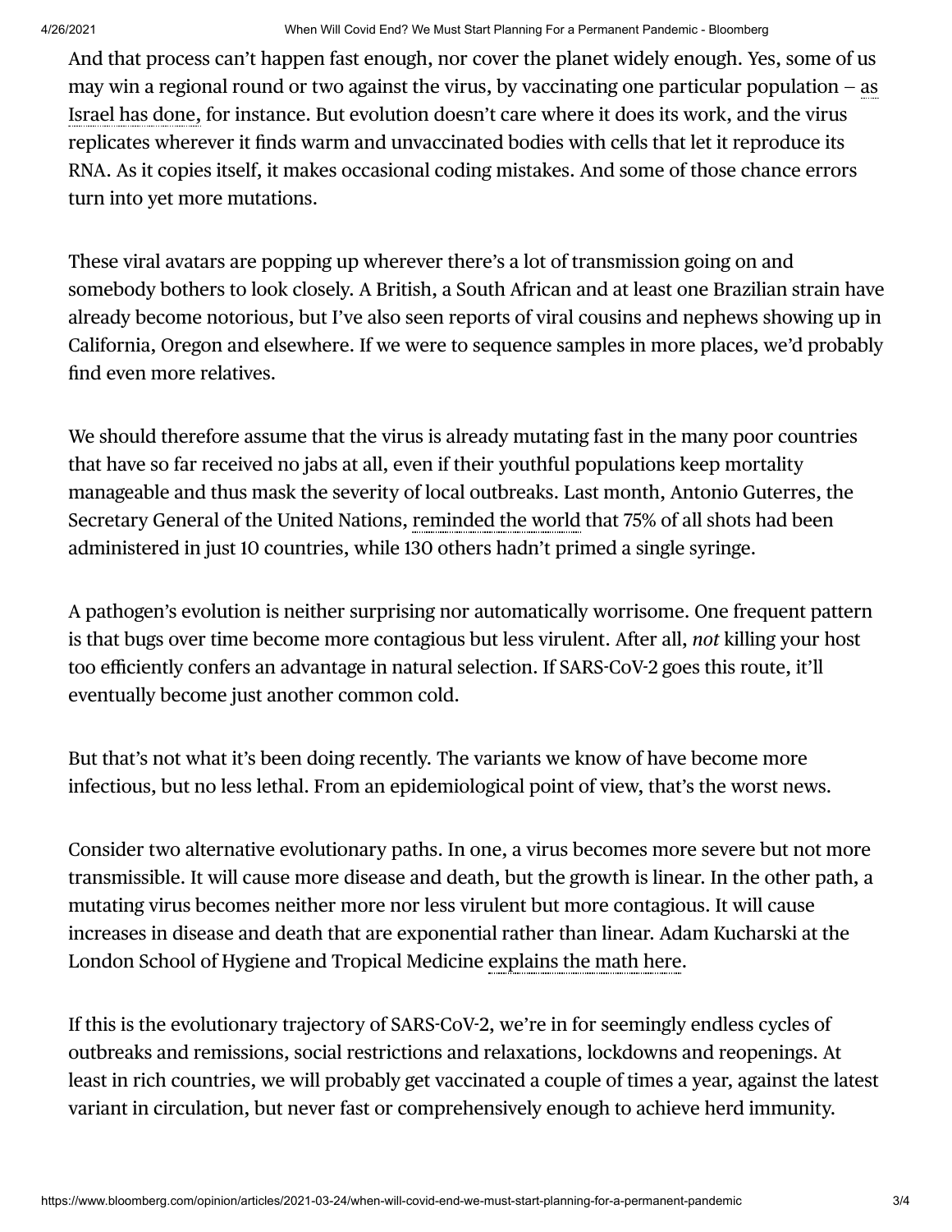And that process can't happen fast enough, nor cover the planet widely enough. Yes, some of us may win a regional round or two against the virus, by vaccinating one particular population – as Israel has done, for instance. But evolution doesn't care where it does its work, and the virus replicates wherever it finds warm and unvaccinated bodies with cells that let it reproduce its RNA. As it copies itself, it makes occasional coding mistakes. And some of those chance errors turn into yet more mutations.

These viral avatars are popping up wherever there's a lot of transmission going on and somebody bothers to look closely. A British, a South African and at least one Brazilian strain have already become notorious, but I've also seen reports of viral cousins and nephews showing up in California, Oregon and elsewhere. If we were to sequence samples in more places, we'd probably find even more relatives.

We should therefore assume that the virus is already mutating fast in the many poor countries that have so far received no jabs at all, even if their youthful populations keep mortality manageable and thus mask the severity of local outbreaks. Last month, Antonio Guterres, the Secretary General of the United Nations, reminded the world that 75% of all shots had been administered in just 10 countries, while 130 others hadn't primed a single syringe.

A pathogen's evolution is neither surprising nor automatically worrisome. One frequent pattern is that bugs over time become more contagious but less virulent. After all, *not* killing your host too efficiently confers an advantage in natural selection. If SARS-CoV-2 goes this route, it'll eventually become just another common cold.

But that's not what it's been doing recently. The variants we know of have become more infectious, but no less lethal. From an epidemiological point of view, that's the worst news.

Consider two alternative evolutionary paths. In one, a virus becomes more severe but not more transmissible. It will cause more disease and death, but the growth is linear. In the other path, a mutating virus becomes neither more nor less virulent but more contagious. It will cause increases in disease and death that are exponential rather than linear. Adam Kucharski at the London School of Hygiene and Tropical Medicine explains the math here.

If this is the evolutionary trajectory of SARS-CoV-2, we're in for seemingly endless cycles of outbreaks and remissions, social restrictions and relaxations, lockdowns and reopenings. At least in rich countries, we will probably get vaccinated a couple of times a year, against the latest variant in circulation, but never fast or comprehensively enough to achieve herd immunity.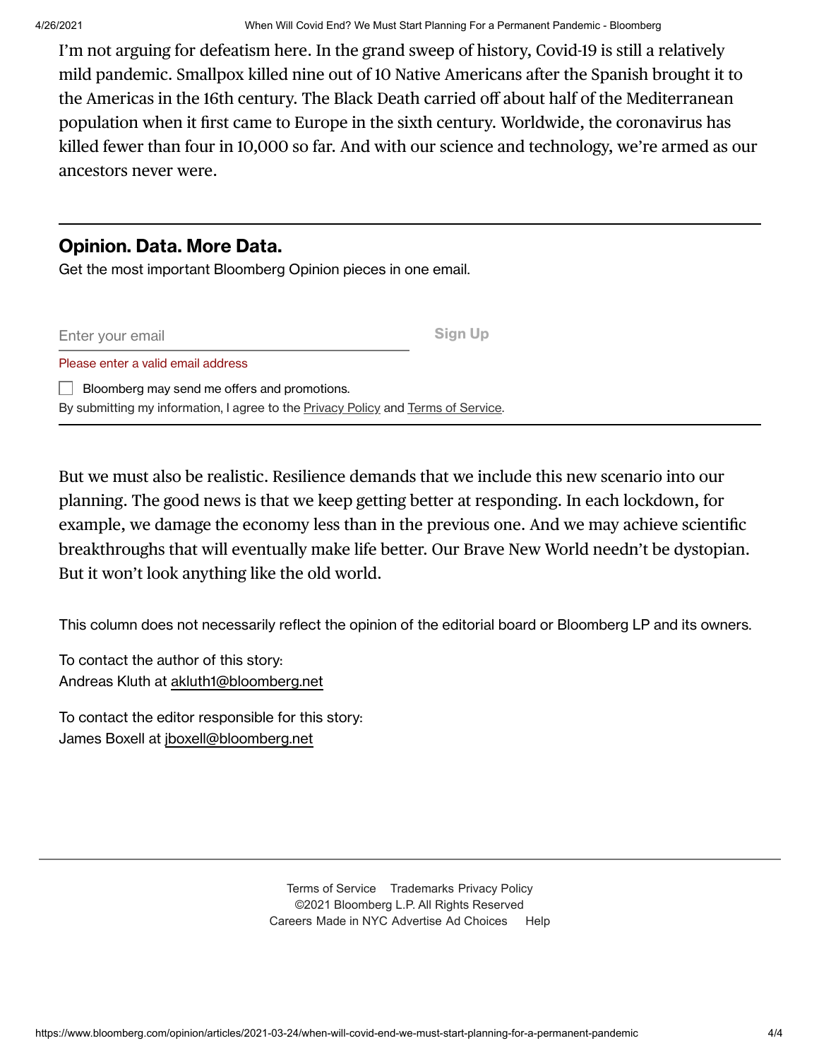I'm not arguing for defeatism here. In the grand sweep of history, Covid-19 is still a relatively mild pandemic. Smallpox killed nine out of 10 Native Americans after the Spanish brought it to the Americas in the 16th century. The Black Death carried off about half of the Mediterranean population when it first came to Europe in the sixth century. Worldwide, the coronavirus has killed fewer than four in 10,000 so far. And with our science and technology, we're armed as our ancestors never were.

## Opinion. Data. More Data.

Get the most important Bloomberg Opinion pieces in one email.

Enter your email

Sign Up

Please enter a valid email address

Bloomberg may send me offers and promotions.

By submitting my information, I agree to the Privacy Policy and Terms of Service.

But we must also be realistic. Resilience demands that we include this new scenario into our planning. The good news is that we keep getting better at responding. In each lockdown, for example, we damage the economy less than in the previous one. And we may achieve scientific breakthroughs that will eventually make life better. Our Brave New World needn't be dystopian. But it won't look anything like the old world.

This column does not necessarily reflect the opinion of the editorial board or Bloomberg LP and its owners.

To contact the author of this story:
Andreas Kluth at akluth1@bloomberg.net

To contact the editor responsible for this story:
James Boxell at jboxell@bloomberg.net

Terms of Service Trademarks Privacy Policy
©2021 Bloomberg L.P. All Rights Reserved
Careers Made in NYC Advertise Ad Choices Help